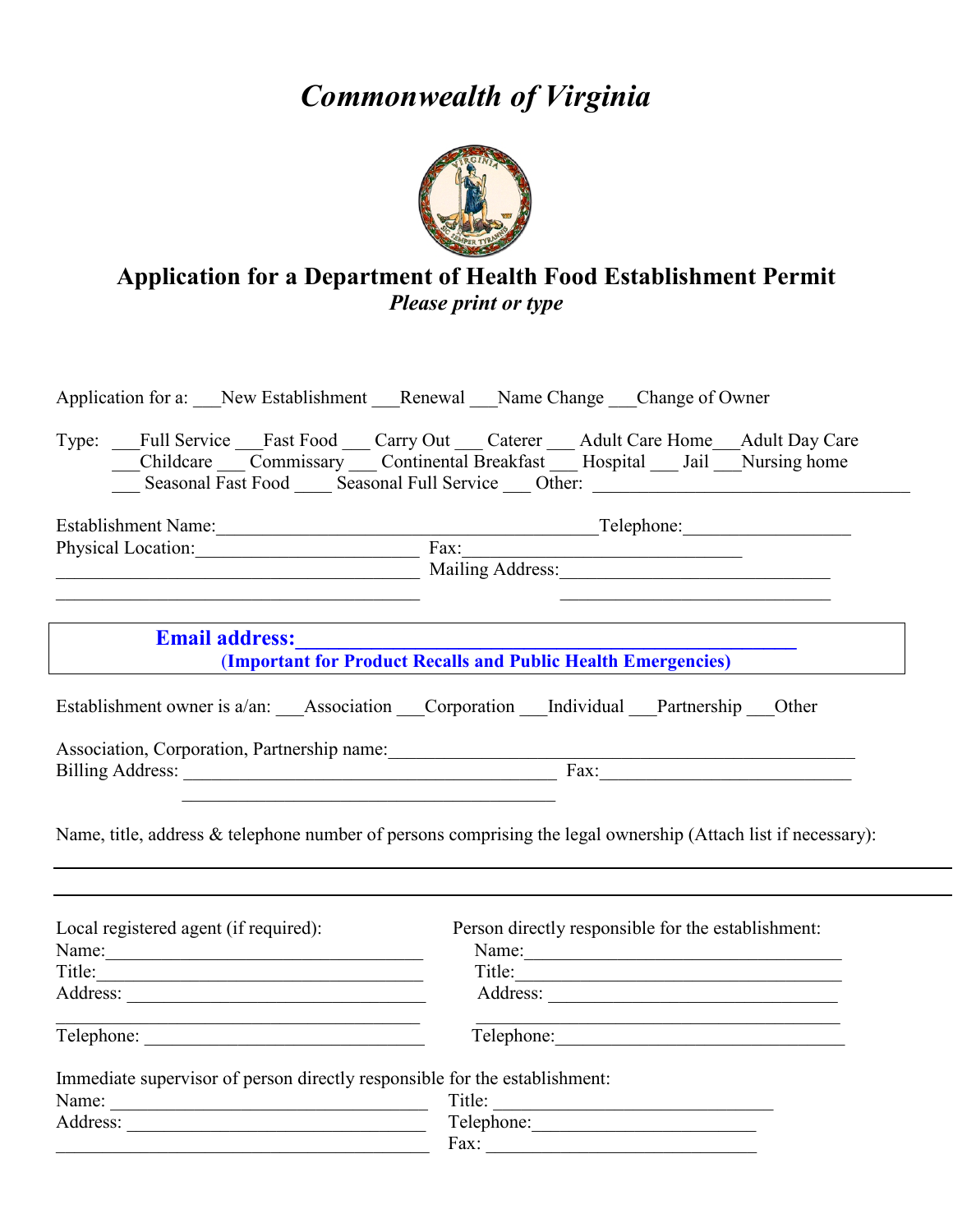# *Commonwealth of Virginia*

## Application for a Department of Health Food Establishment Permit

***Please print or type***

Application for a: ___New Establishment ___Renewal ___Name Change ___Change of Owner

Type: ___Full Service ___Fast Food ___ Carry Out ___ Caterer ___ Adult Care Home___Adult Day Care
___Childcare ___ Commissary ___ Continental Breakfast ___ Hospital ___ Jail ___Nursing home
___ Seasonal Fast Food ____ Seasonal Full Service ___ Other: ________________________________

Establishment Name:________________________________________Telephone:_________________
Physical Location:_______________________ Fax:_____________________________
_______________________________________ Mailing Address:_____________________________
_______________________________________ _____________________________

**Email address:**_____________________________________________
**(Important for Product Recalls and Public Health Emergencies)**

Establishment owner is a/an: ___Association ___Corporation ___Individual ___Partnership ___Other

Association, Corporation, Partnership name:__________________________________________________
Billing Address: ________________________________________ Fax:___________________________
________________________________________

Name, title, address & telephone number of persons comprising the legal ownership (Attach list if necessary):

_____________________________________________________________________________________________

_____________________________________________________________________________________________

Local registered agent (if required):
Name:___________________________________
Title:___________________________________
Address: ________________________________
________________________________________
Telephone: ______________________________

Person directly responsible for the establishment:
Name:___________________________________
Title:___________________________________
Address: ________________________________
________________________________________
Telephone:_______________________________

Immediate supervisor of person directly responsible for the establishment:
Name: __________________________________ Title: ______________________________
Address: ________________________________ Telephone:__________________________
________________________________________ Fax: _______________________________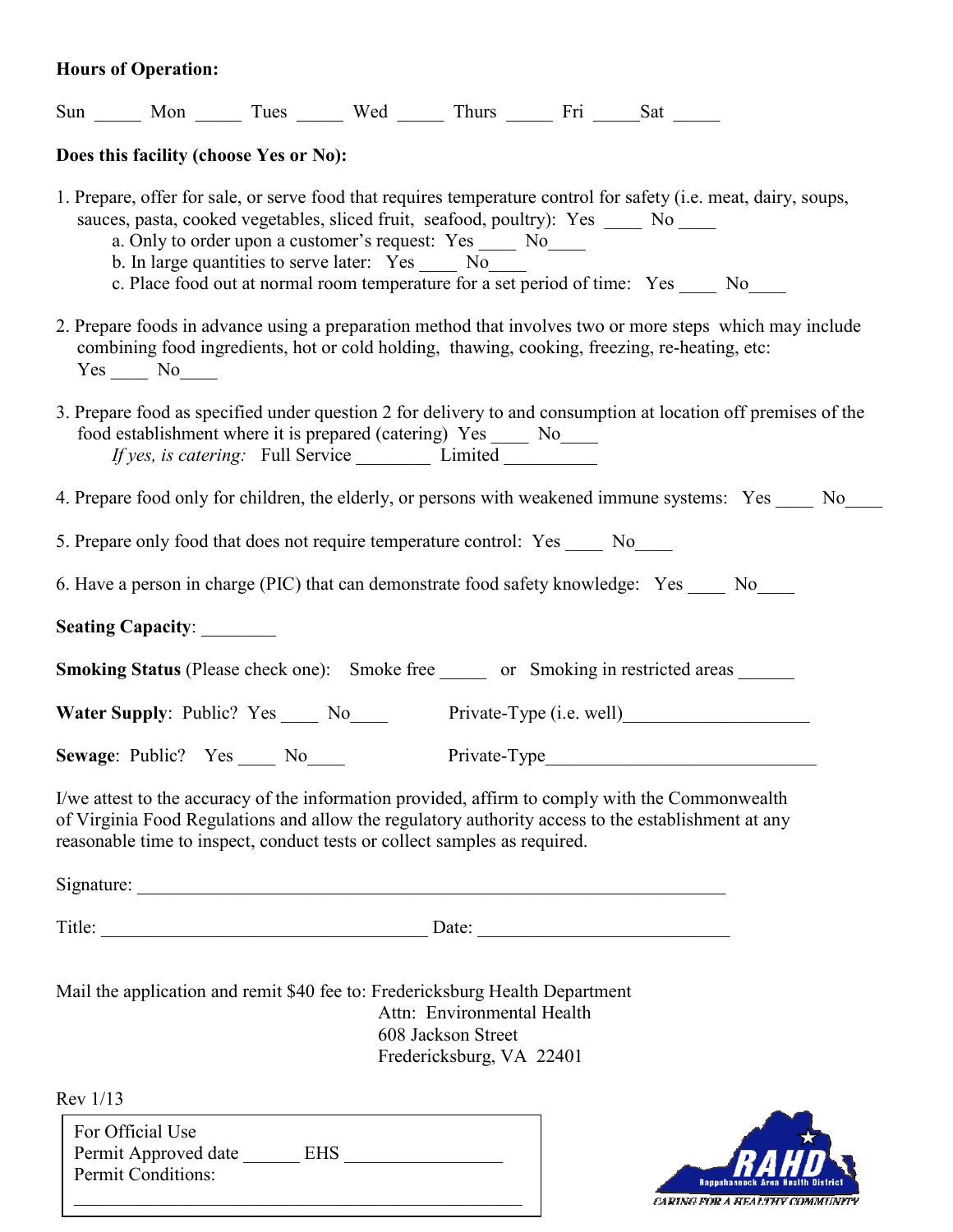**Hours of Operation:**

Sun _____ Mon _____ Tues _____ Wed _____ Thurs _____ Fri _____Sat _____

**Does this facility (choose Yes or No):**

1. Prepare, offer for sale, or serve food that requires temperature control for safety (i.e. meat, dairy, soups, sauces, pasta, cooked vegetables, sliced fruit, seafood, poultry): Yes ____ No ____
   a. Only to order upon a customer's request: Yes ____ No____
   b. In large quantities to serve later: Yes ____ No____
   c. Place food out at normal room temperature for a set period of time: Yes ____ No____

2. Prepare foods in advance using a preparation method that involves two or more steps which may include combining food ingredients, hot or cold holding, thawing, cooking, freezing, re-heating, etc:
   Yes ____ No____

3. Prepare food as specified under question 2 for delivery to and consumption at location off premises of the food establishment where it is prepared (catering) Yes ____ No____
   *If yes, is catering:* Full Service ________ Limited __________

4. Prepare food only for children, the elderly, or persons with weakened immune systems: Yes ____ No____

5. Prepare only food that does not require temperature control: Yes ____ No____

6. Have a person in charge (PIC) that can demonstrate food safety knowledge: Yes ____ No____

**Seating Capacity**: ________

**Smoking Status** (Please check one): Smoke free _____ or Smoking in restricted areas ______

**Water Supply**: Public? Yes ____ No____ Private-Type (i.e. well)____________________

**Sewage**: Public? Yes ____ No____ Private-Type______________________________

I/we attest to the accuracy of the information provided, affirm to comply with the Commonwealth of Virginia Food Regulations and allow the regulatory authority access to the establishment at any reasonable time to inspect, conduct tests or collect samples as required.

Signature: ___________________________________________________________________

Title: ___________________________________ Date: ___________________________

Mail the application and remit $40 fee to: Fredericksburg Health Department
Attn: Environmental Health
608 Jackson Street
Fredericksburg, VA 22401

Rev 1/13

For Official Use
Permit Approved date ______ EHS _________________
Permit Conditions:
__________________________________________________

RAHD
Rappahannock Area Health District
CARING FOR A HEALTHY COMMUNITY